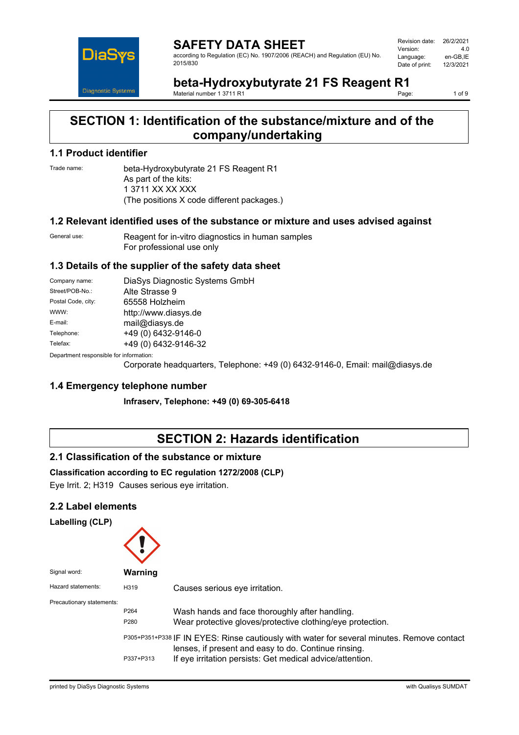# SAFETY DATA SHEET

according to Regulation (EC) No. 1907/2006 (REACH) and Regulation (EU) No. 2015/830

Revision date: 26/2/2021
Version: 4.0
Language: en-GB,IE
Date of print: 12/3/2021

## beta-Hydroxybutyrate 21 FS Reagent R1

Material number 1 3711 R1

# SECTION 1: Identification of the substance/mixture and of the company/undertaking

## 1.1 Product identifier

Trade name: beta-Hydroxybutyrate 21 FS Reagent R1
As part of the kits:
1 3711 XX XX XXX
(The positions X code different packages.)

## 1.2 Relevant identified uses of the substance or mixture and uses advised against

General use: Reagent for in-vitro diagnostics in human samples
For professional use only

## 1.3 Details of the supplier of the safety data sheet

| | |
|---|---|
| Company name: | DiaSys Diagnostic Systems GmbH |
| Street/POB-No.: | Alte Strasse 9 |
| Postal Code, city: | 65558 Holzheim |
| WWW: | http://www.diasys.de |
| E-mail: | mail@diasys.de |
| Telephone: | +49 (0) 6432-9146-0 |
| Telefax: | +49 (0) 6432-9146-32 |

Department responsible for information:
Corporate headquarters, Telephone: +49 (0) 6432-9146-0, Email: mail@diasys.de

## 1.4 Emergency telephone number

**Infraserv, Telephone: +49 (0) 69-305-6418**

# SECTION 2: Hazards identification

## 2.1 Classification of the substance or mixture

**Classification according to EC regulation 1272/2008 (CLP)**

Eye Irrit. 2; H319 Causes serious eye irritation.

## 2.2 Label elements

**Labelling (CLP)**

Signal word: **Warning**

Hazard statements:

| | |
|---|---|
| H319 | Causes serious eye irritation. |

Precautionary statements:

| | |
|---|---|
| P264 | Wash hands and face thoroughly after handling. |
| P280 | Wear protective gloves/protective clothing/eye protection. |
| P305+P351+P338 | IF IN EYES: Rinse cautiously with water for several minutes. Remove contact lenses, if present and easy to do. Continue rinsing. |
| P337+P313 | If eye irritation persists: Get medical advice/attention. |

printed by DiaSys Diagnostic Systems — with Qualisys SUMDAT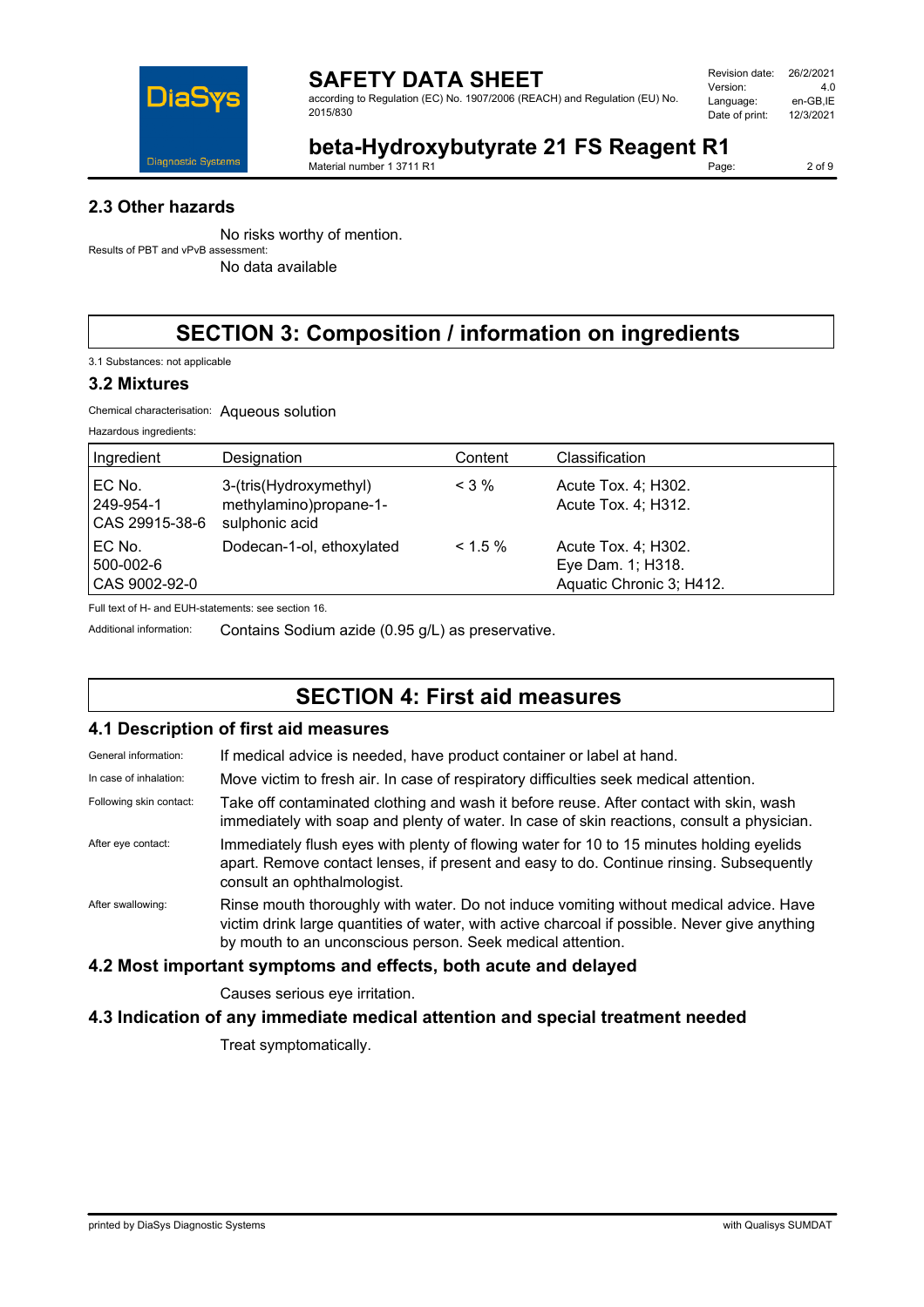## 2.3 Other hazards

No risks worthy of mention.

Results of PBT and vPvB assessment:

No data available

# SECTION 3: Composition / information on ingredients

3.1 Substances: not applicable

## 3.2 Mixtures

Chemical characterisation: Aqueous solution

Hazardous ingredients:

| Ingredient | Designation | Content | Classification |
|---|---|---|---|
| EC No. 249-954-1 CAS 29915-38-6 | 3-(tris(Hydroxymethyl) methylamino)propane-1-sulphonic acid | < 3 % | Acute Tox. 4; H302. Acute Tox. 4; H312. |
| EC No. 500-002-6 CAS 9002-92-0 | Dodecan-1-ol, ethoxylated | < 1.5 % | Acute Tox. 4; H302. Eye Dam. 1; H318. Aquatic Chronic 3; H412. |

Full text of H- and EUH-statements: see section 16.

Additional information: Contains Sodium azide (0.95 g/L) as preservative.

# SECTION 4: First aid measures

## 4.1 Description of first aid measures

General information: If medical advice is needed, have product container or label at hand.

In case of inhalation: Move victim to fresh air. In case of respiratory difficulties seek medical attention.

Following skin contact: Take off contaminated clothing and wash it before reuse. After contact with skin, wash immediately with soap and plenty of water. In case of skin reactions, consult a physician.

After eye contact: Immediately flush eyes with plenty of flowing water for 10 to 15 minutes holding eyelids apart. Remove contact lenses, if present and easy to do. Continue rinsing. Subsequently consult an ophthalmologist.

After swallowing: Rinse mouth thoroughly with water. Do not induce vomiting without medical advice. Have victim drink large quantities of water, with active charcoal if possible. Never give anything by mouth to an unconscious person. Seek medical attention.

## 4.2 Most important symptoms and effects, both acute and delayed

Causes serious eye irritation.

## 4.3 Indication of any immediate medical attention and special treatment needed

Treat symptomatically.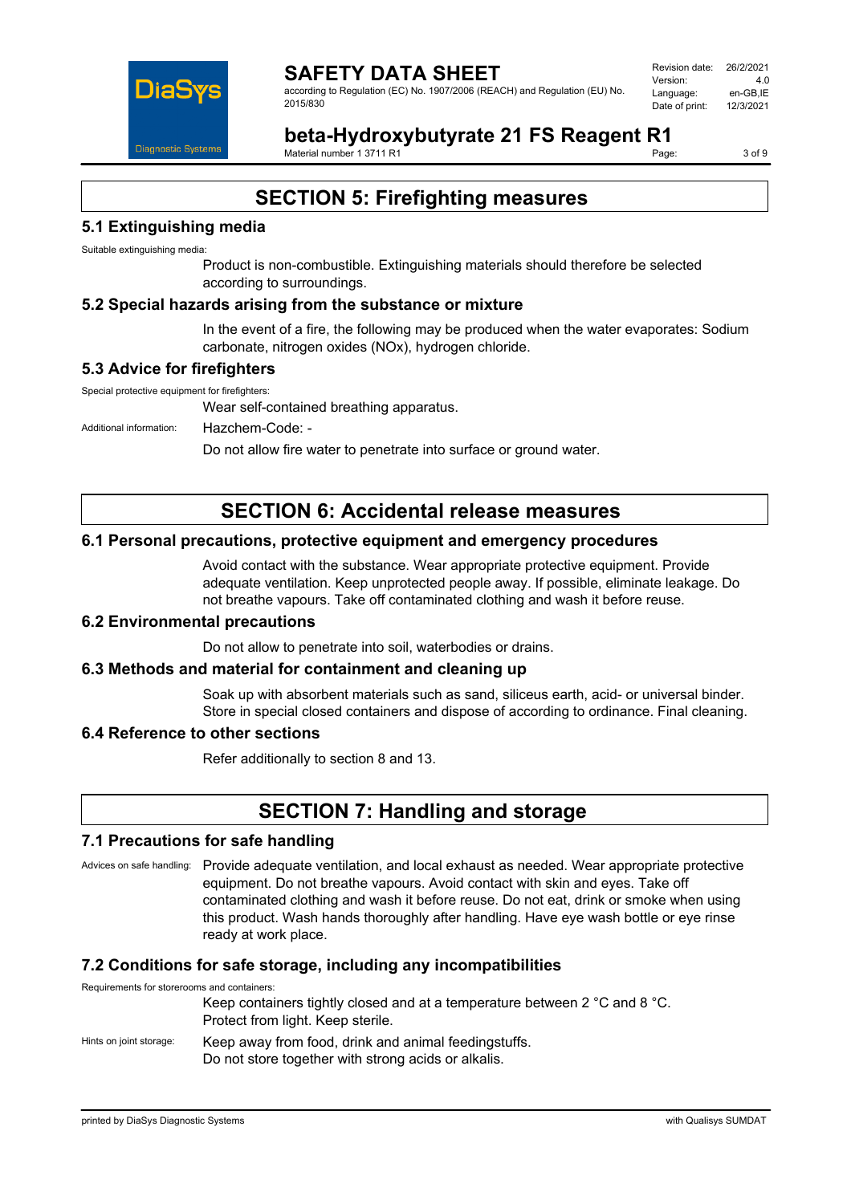## SECTION 5: Firefighting measures

### 5.1 Extinguishing media

Suitable extinguishing media:

Product is non-combustible. Extinguishing materials should therefore be selected according to surroundings.

### 5.2 Special hazards arising from the substance or mixture

In the event of a fire, the following may be produced when the water evaporates: Sodium carbonate, nitrogen oxides (NOx), hydrogen chloride.

### 5.3 Advice for firefighters

Special protective equipment for firefighters:

Wear self-contained breathing apparatus.

Additional information: Hazchem-Code: -

Do not allow fire water to penetrate into surface or ground water.

## SECTION 6: Accidental release measures

### 6.1 Personal precautions, protective equipment and emergency procedures

Avoid contact with the substance. Wear appropriate protective equipment. Provide adequate ventilation. Keep unprotected people away. If possible, eliminate leakage. Do not breathe vapours. Take off contaminated clothing and wash it before reuse.

### 6.2 Environmental precautions

Do not allow to penetrate into soil, waterbodies or drains.

### 6.3 Methods and material for containment and cleaning up

Soak up with absorbent materials such as sand, siliceus earth, acid- or universal binder. Store in special closed containers and dispose of according to ordinance. Final cleaning.

### 6.4 Reference to other sections

Refer additionally to section 8 and 13.

## SECTION 7: Handling and storage

### 7.1 Precautions for safe handling

Advices on safe handling: Provide adequate ventilation, and local exhaust as needed. Wear appropriate protective equipment. Do not breathe vapours. Avoid contact with skin and eyes. Take off contaminated clothing and wash it before reuse. Do not eat, drink or smoke when using this product. Wash hands thoroughly after handling. Have eye wash bottle or eye rinse ready at work place.

### 7.2 Conditions for safe storage, including any incompatibilities

Requirements for storerooms and containers:

Keep containers tightly closed and at a temperature between 2 °C and 8 °C. Protect from light. Keep sterile.

Hints on joint storage: Keep away from food, drink and animal feedingstuffs. Do not store together with strong acids or alkalis.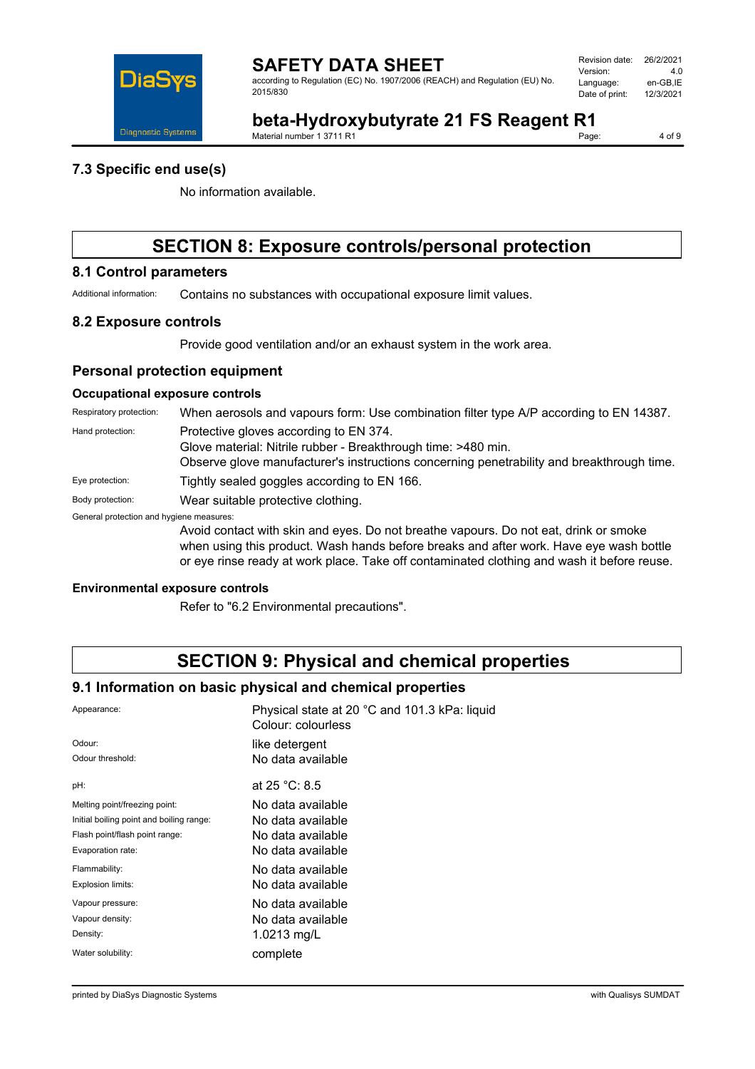## 7.3 Specific end use(s)

No information available.

# SECTION 8: Exposure controls/personal protection

## 8.1 Control parameters

Additional information: Contains no substances with occupational exposure limit values.

## 8.2 Exposure controls

Provide good ventilation and/or an exhaust system in the work area.

### Personal protection equipment

#### Occupational exposure controls

Respiratory protection: When aerosols and vapours form: Use combination filter type A/P according to EN 14387.

Hand protection: Protective gloves according to EN 374.
Glove material: Nitrile rubber - Breakthrough time: >480 min.
Observe glove manufacturer's instructions concerning penetrability and breakthrough time.

Eye protection: Tightly sealed goggles according to EN 166.

Body protection: Wear suitable protective clothing.

General protection and hygiene measures:

Avoid contact with skin and eyes. Do not breathe vapours. Do not eat, drink or smoke when using this product. Wash hands before breaks and after work. Have eye wash bottle or eye rinse ready at work place. Take off contaminated clothing and wash it before reuse.

#### Environmental exposure controls

Refer to "6.2 Environmental precautions".

# SECTION 9: Physical and chemical properties

## 9.1 Information on basic physical and chemical properties

| Property | Value |
|---|---|
| Appearance: | Physical state at 20 °C and 101.3 kPa: liquid<br>Colour: colourless |
| Odour: | like detergent |
| Odour threshold: | No data available |
| pH: | at 25 °C: 8.5 |
| Melting point/freezing point: | No data available |
| Initial boiling point and boiling range: | No data available |
| Flash point/flash point range: | No data available |
| Evaporation rate: | No data available |
| Flammability: | No data available |
| Explosion limits: | No data available |
| Vapour pressure: | No data available |
| Vapour density: | No data available |
| Density: | 1.0213 mg/L |
| Water solubility: | complete |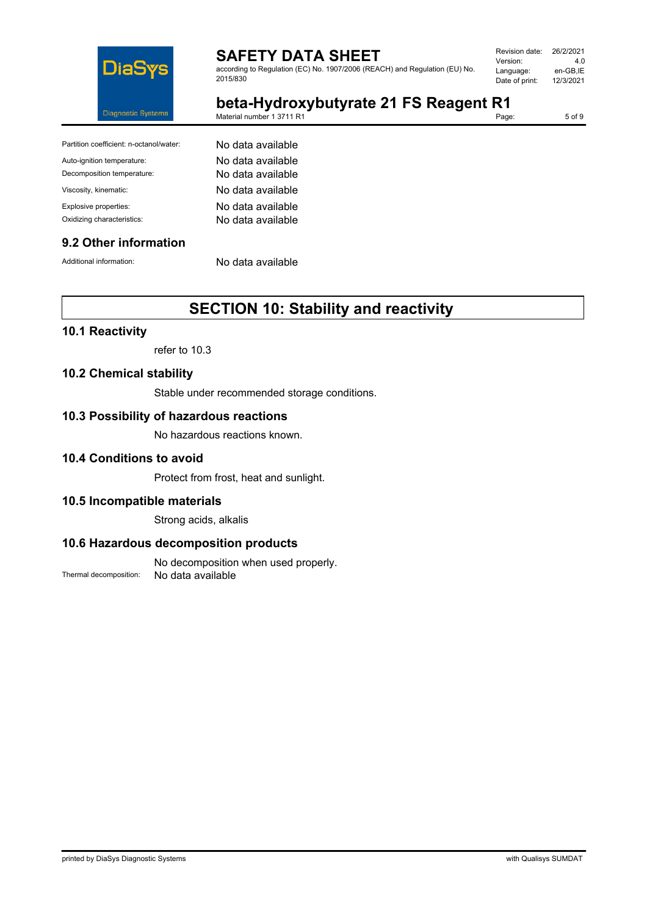| | |
|---|---|
| Partition coefficient: n-octanol/water: | No data available |
| Auto-ignition temperature: | No data available |
| Decomposition temperature: | No data available |
| Viscosity, kinematic: | No data available |
| Explosive properties: | No data available |
| Oxidizing characteristics: | No data available |

## 9.2 Other information

| | |
|---|---|
| Additional information: | No data available |

# SECTION 10: Stability and reactivity

## 10.1 Reactivity

refer to 10.3

## 10.2 Chemical stability

Stable under recommended storage conditions.

## 10.3 Possibility of hazardous reactions

No hazardous reactions known.

## 10.4 Conditions to avoid

Protect from frost, heat and sunlight.

## 10.5 Incompatible materials

Strong acids, alkalis

## 10.6 Hazardous decomposition products

No decomposition when used properly.

Thermal decomposition: No data available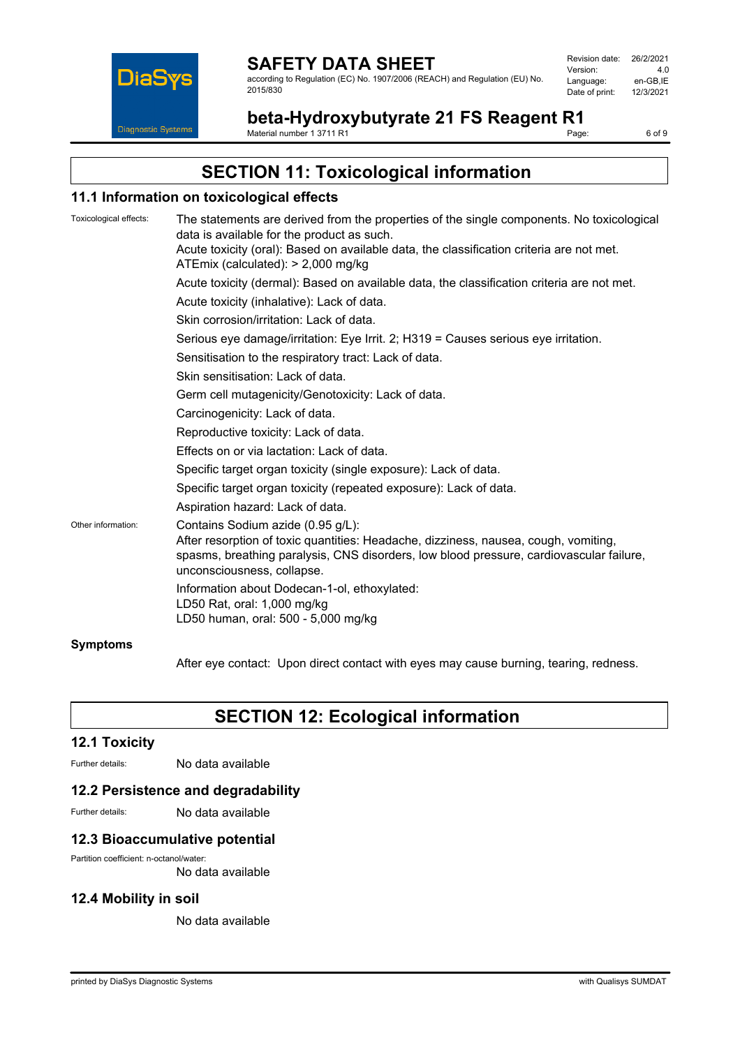## SECTION 11: Toxicological information

### 11.1 Information on toxicological effects

Toxicological effects: The statements are derived from the properties of the single components. No toxicological data is available for the product as such.
Acute toxicity (oral): Based on available data, the classification criteria are not met.
ATEmix (calculated): > 2,000 mg/kg

Acute toxicity (dermal): Based on available data, the classification criteria are not met.

Acute toxicity (inhalative): Lack of data.

Skin corrosion/irritation: Lack of data.

Serious eye damage/irritation: Eye Irrit. 2; H319 = Causes serious eye irritation.

Sensitisation to the respiratory tract: Lack of data.

Skin sensitisation: Lack of data.

Germ cell mutagenicity/Genotoxicity: Lack of data.

Carcinogenicity: Lack of data.

Reproductive toxicity: Lack of data.

Effects on or via lactation: Lack of data.

Specific target organ toxicity (single exposure): Lack of data.

Specific target organ toxicity (repeated exposure): Lack of data.

Aspiration hazard: Lack of data.

Other information: Contains Sodium azide (0.95 g/L):
After resorption of toxic quantities: Headache, dizziness, nausea, cough, vomiting, spasms, breathing paralysis, CNS disorders, low blood pressure, cardiovascular failure, unconsciousness, collapse.

Information about Dodecan-1-ol, ethoxylated:
LD50 Rat, oral: 1,000 mg/kg
LD50 human, oral: 500 - 5,000 mg/kg

**Symptoms**

After eye contact: Upon direct contact with eyes may cause burning, tearing, redness.

## SECTION 12: Ecological information

### 12.1 Toxicity

Further details: No data available

### 12.2 Persistence and degradability

Further details: No data available

### 12.3 Bioaccumulative potential

Partition coefficient: n-octanol/water:
No data available

### 12.4 Mobility in soil

No data available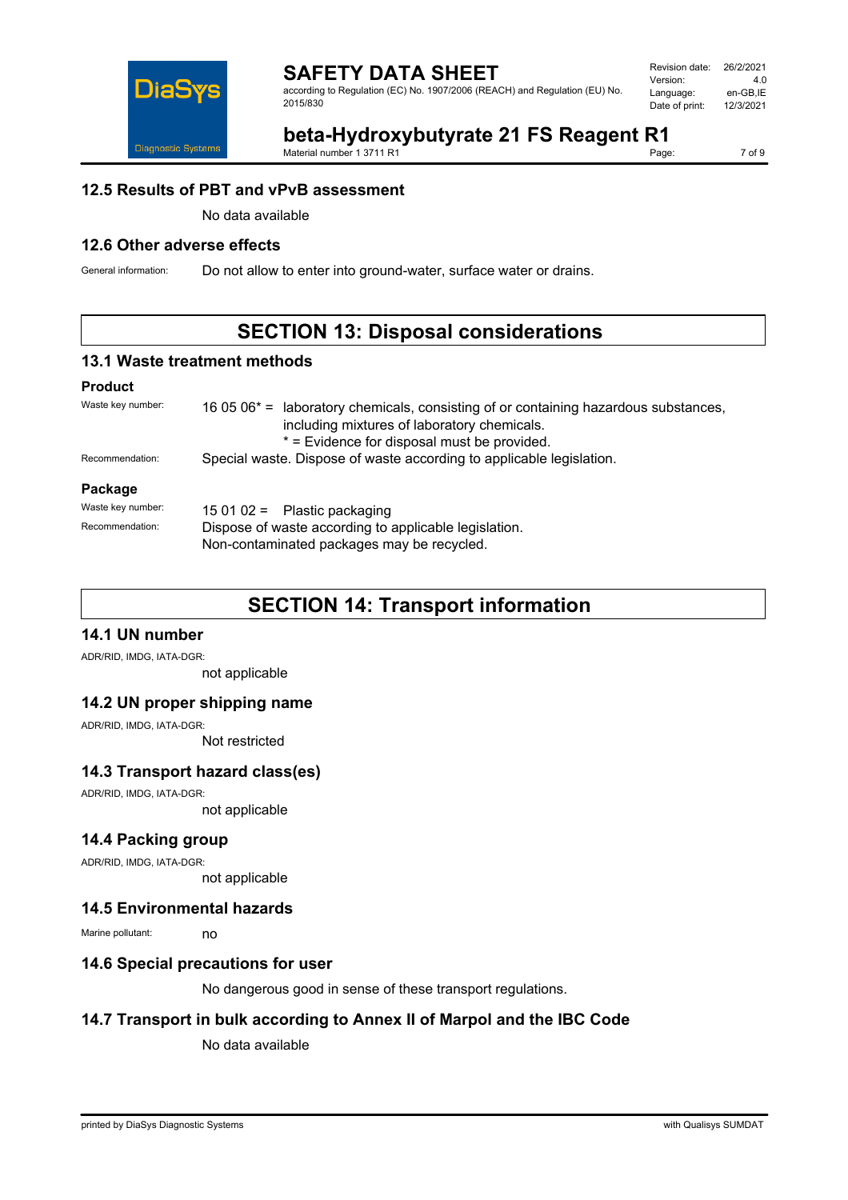### 12.5 Results of PBT and vPvB assessment

No data available

### 12.6 Other adverse effects

General information: Do not allow to enter into ground-water, surface water or drains.

## SECTION 13: Disposal considerations

### 13.1 Waste treatment methods

**Product**

Waste key number: 16 05 06* = laboratory chemicals, consisting of or containing hazardous substances, including mixtures of laboratory chemicals.
* = Evidence for disposal must be provided.

Recommendation: Special waste. Dispose of waste according to applicable legislation.

**Package**

Waste key number: 15 01 02 = Plastic packaging

Recommendation: Dispose of waste according to applicable legislation.
Non-contaminated packages may be recycled.

## SECTION 14: Transport information

### 14.1 UN number

ADR/RID, IMDG, IATA-DGR:

not applicable

### 14.2 UN proper shipping name

ADR/RID, IMDG, IATA-DGR:

Not restricted

### 14.3 Transport hazard class(es)

ADR/RID, IMDG, IATA-DGR:

not applicable

### 14.4 Packing group

ADR/RID, IMDG, IATA-DGR:

not applicable

### 14.5 Environmental hazards

Marine pollutant: no

### 14.6 Special precautions for user

No dangerous good in sense of these transport regulations.

### 14.7 Transport in bulk according to Annex II of Marpol and the IBC Code

No data available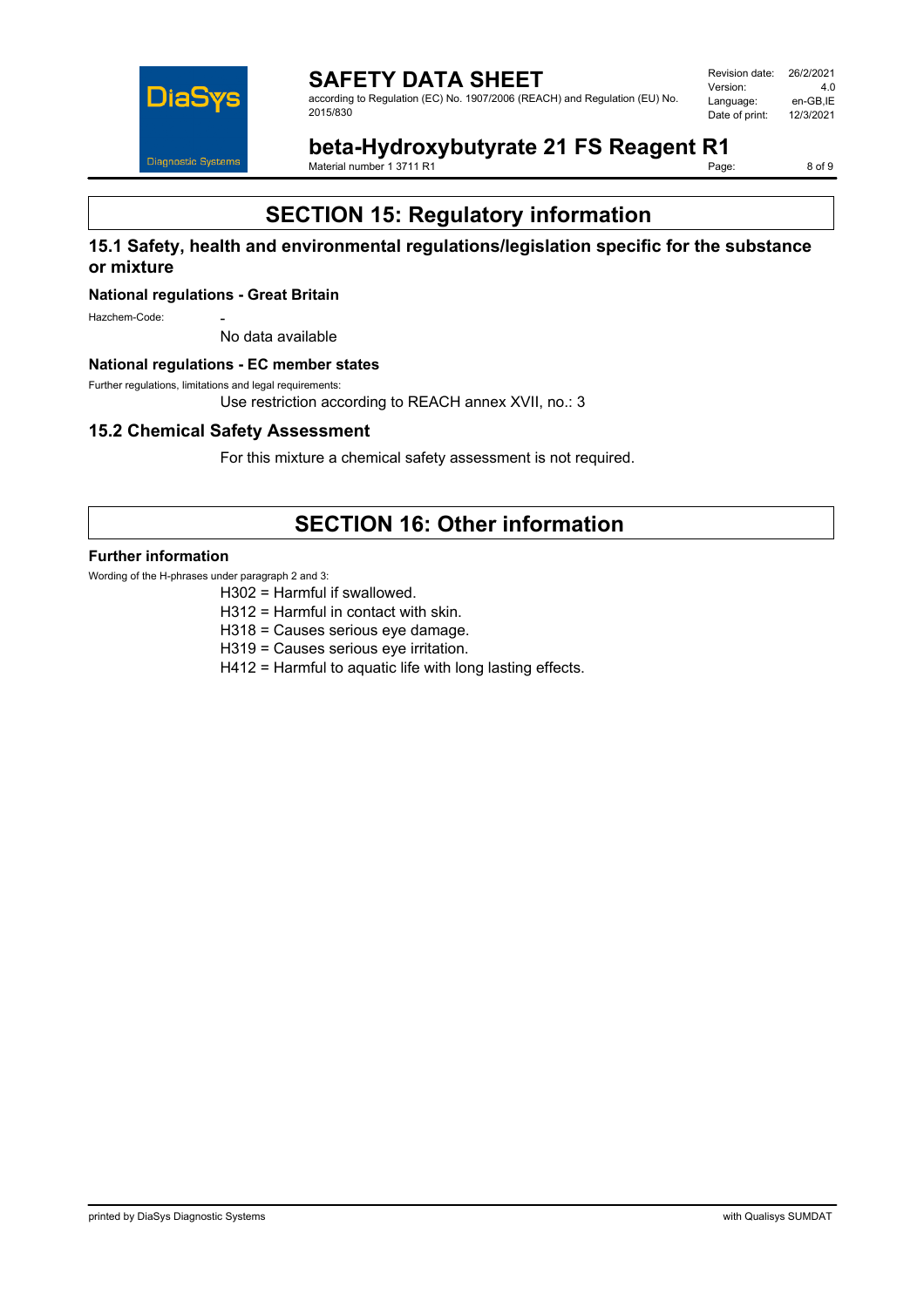# SECTION 15: Regulatory information

## 15.1 Safety, health and environmental regulations/legislation specific for the substance or mixture

### National regulations - Great Britain

Hazchem-Code: -

No data available

### National regulations - EC member states

Further regulations, limitations and legal requirements:

Use restriction according to REACH annex XVII, no.: 3

## 15.2 Chemical Safety Assessment

For this mixture a chemical safety assessment is not required.

# SECTION 16: Other information

### Further information

Wording of the H-phrases under paragraph 2 and 3:

H302 = Harmful if swallowed.
H312 = Harmful in contact with skin.
H318 = Causes serious eye damage.
H319 = Causes serious eye irritation.
H412 = Harmful to aquatic life with long lasting effects.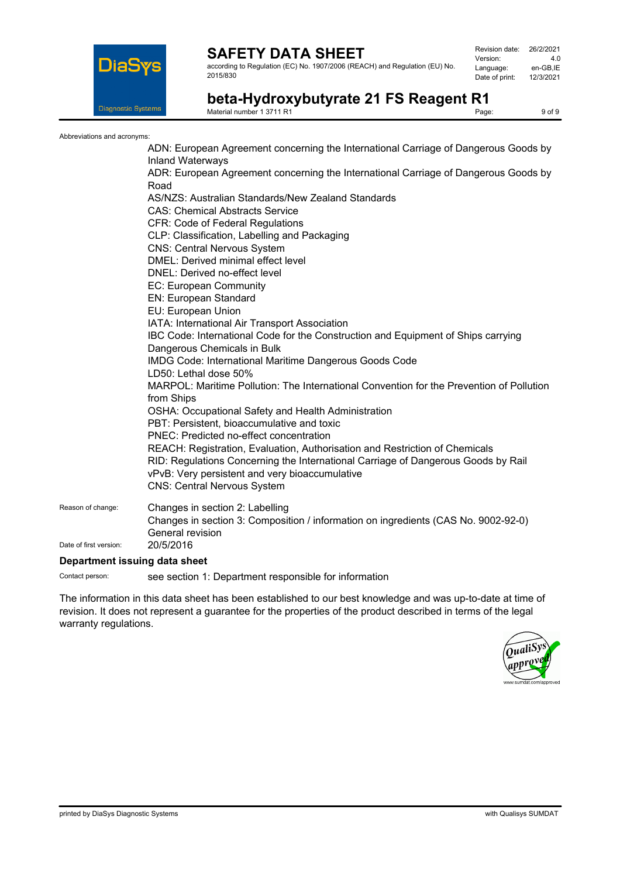Abbreviations and acronyms:

ADN: European Agreement concerning the International Carriage of Dangerous Goods by Inland Waterways
ADR: European Agreement concerning the International Carriage of Dangerous Goods by Road
AS/NZS: Australian Standards/New Zealand Standards
CAS: Chemical Abstracts Service
CFR: Code of Federal Regulations
CLP: Classification, Labelling and Packaging
CNS: Central Nervous System
DMEL: Derived minimal effect level
DNEL: Derived no-effect level
EC: European Community
EN: European Standard
EU: European Union
IATA: International Air Transport Association
IBC Code: International Code for the Construction and Equipment of Ships carrying Dangerous Chemicals in Bulk
IMDG Code: International Maritime Dangerous Goods Code
LD50: Lethal dose 50%
MARPOL: Maritime Pollution: The International Convention for the Prevention of Pollution from Ships
OSHA: Occupational Safety and Health Administration
PBT: Persistent, bioaccumulative and toxic
PNEC: Predicted no-effect concentration
REACH: Registration, Evaluation, Authorisation and Restriction of Chemicals
RID: Regulations Concerning the International Carriage of Dangerous Goods by Rail
vPvB: Very persistent and very bioaccumulative
CNS: Central Nervous System

Reason of change: Changes in section 2: Labelling
Changes in section 3: Composition / information on ingredients (CAS No. 9002-92-0)
General revision

Date of first version: 20/5/2016

**Department issuing data sheet**

Contact person: see section 1: Department responsible for information

The information in this data sheet has been established to our best knowledge and was up-to-date at time of revision. It does not represent a guarantee for the properties of the product described in terms of the legal warranty regulations.